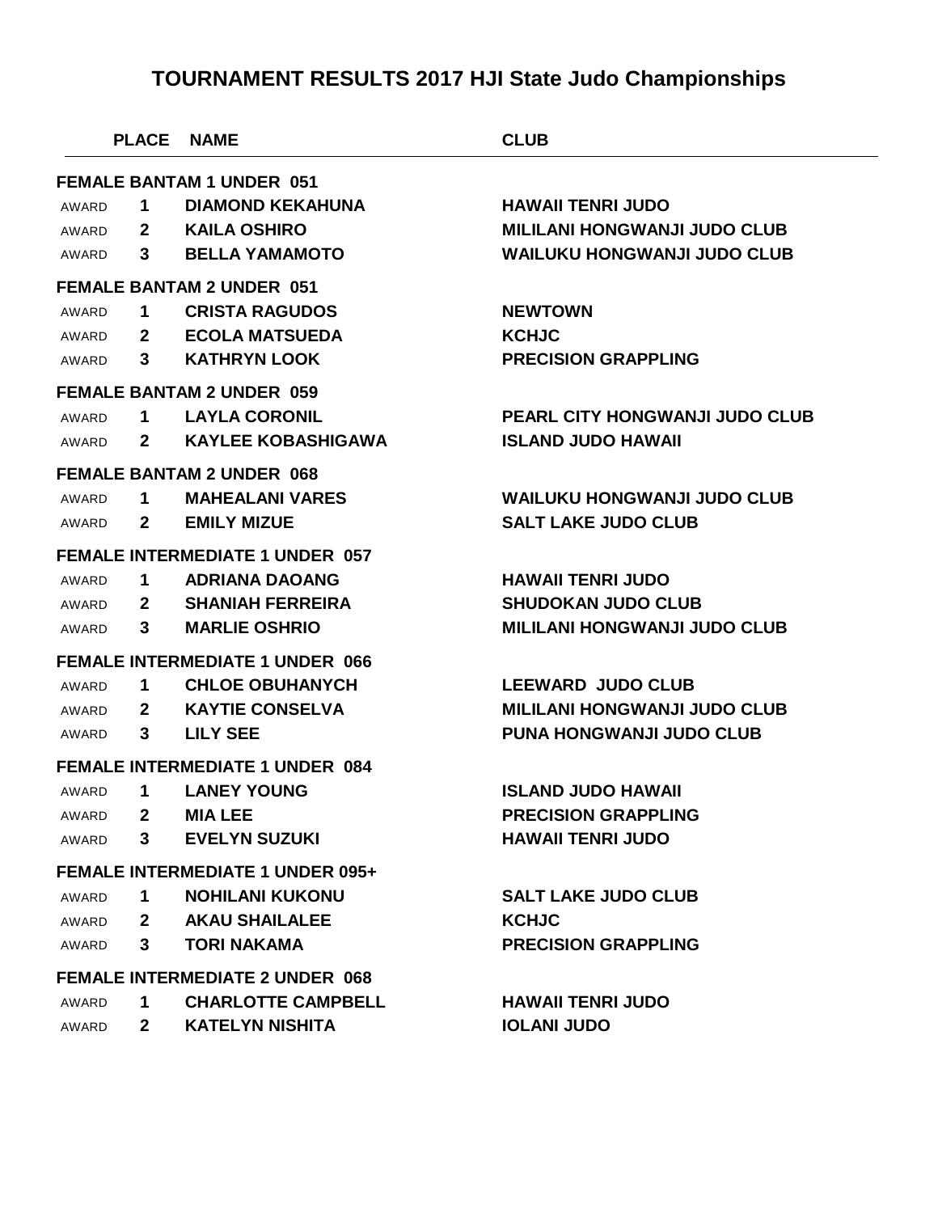# TOURNAMENT RESULTS 2017 HJI State Judo Championships

| | PLACE | NAME | CLUB |
|---|---|---|---|
| **FEMALE BANTAM 1 UNDER 051** | | | |
| AWARD | 1 | DIAMOND KEKAHUNA | HAWAII TENRI JUDO |
| AWARD | 2 | KAILA OSHIRO | MILILANI HONGWANJI JUDO CLUB |
| AWARD | 3 | BELLA YAMAMOTO | WAILUKU HONGWANJI JUDO CLUB |
| **FEMALE BANTAM 2 UNDER 051** | | | |
| AWARD | 1 | CRISTA RAGUDOS | NEWTOWN |
| AWARD | 2 | ECOLA MATSUEDA | KCHJC |
| AWARD | 3 | KATHRYN LOOK | PRECISION GRAPPLING |
| **FEMALE BANTAM 2 UNDER 059** | | | |
| AWARD | 1 | LAYLA CORONIL | PEARL CITY HONGWANJI JUDO CLUB |
| AWARD | 2 | KAYLEE KOBASHIGAWA | ISLAND JUDO HAWAII |
| **FEMALE BANTAM 2 UNDER 068** | | | |
| AWARD | 1 | MAHEALANI VARES | WAILUKU HONGWANJI JUDO CLUB |
| AWARD | 2 | EMILY MIZUE | SALT LAKE JUDO CLUB |
| **FEMALE INTERMEDIATE 1 UNDER 057** | | | |
| AWARD | 1 | ADRIANA DAOANG | HAWAII TENRI JUDO |
| AWARD | 2 | SHANIAH FERREIRA | SHUDOKAN JUDO CLUB |
| AWARD | 3 | MARLIE OSHRIO | MILILANI HONGWANJI JUDO CLUB |
| **FEMALE INTERMEDIATE 1 UNDER 066** | | | |
| AWARD | 1 | CHLOE OBUHANYCH | LEEWARD JUDO CLUB |
| AWARD | 2 | KAYTIE CONSELVA | MILILANI HONGWANJI JUDO CLUB |
| AWARD | 3 | LILY SEE | PUNA HONGWANJI JUDO CLUB |
| **FEMALE INTERMEDIATE 1 UNDER 084** | | | |
| AWARD | 1 | LANEY YOUNG | ISLAND JUDO HAWAII |
| AWARD | 2 | MIA LEE | PRECISION GRAPPLING |
| AWARD | 3 | EVELYN SUZUKI | HAWAII TENRI JUDO |
| **FEMALE INTERMEDIATE 1 UNDER 095+** | | | |
| AWARD | 1 | NOHILANI KUKONU | SALT LAKE JUDO CLUB |
| AWARD | 2 | AKAU SHAILALEE | KCHJC |
| AWARD | 3 | TORI NAKAMA | PRECISION GRAPPLING |
| **FEMALE INTERMEDIATE 2 UNDER 068** | | | |
| AWARD | 1 | CHARLOTTE CAMPBELL | HAWAII TENRI JUDO |
| AWARD | 2 | KATELYN NISHITA | IOLANI JUDO |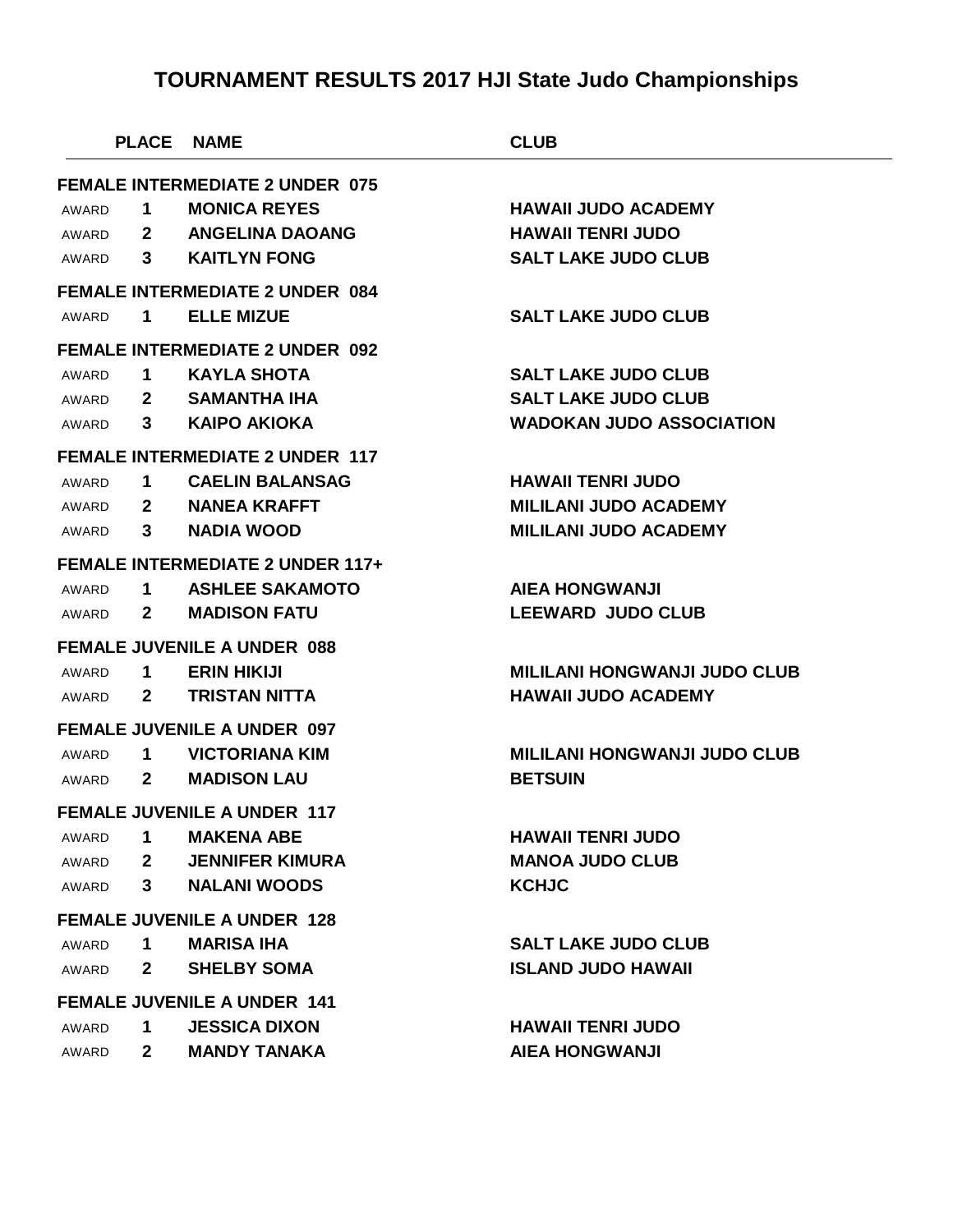# TOURNAMENT RESULTS 2017 HJI State Judo Championships

| | PLACE | NAME | CLUB |
|---|---|---|---|
| **FEMALE INTERMEDIATE 2 UNDER 075** | | | |
| AWARD | **1** | **MONICA REYES** | **HAWAII JUDO ACADEMY** |
| AWARD | **2** | **ANGELINA DAOANG** | **HAWAII TENRI JUDO** |
| AWARD | **3** | **KAITLYN FONG** | **SALT LAKE JUDO CLUB** |
| **FEMALE INTERMEDIATE 2 UNDER 084** | | | |
| AWARD | **1** | **ELLE MIZUE** | **SALT LAKE JUDO CLUB** |
| **FEMALE INTERMEDIATE 2 UNDER 092** | | | |
| AWARD | **1** | **KAYLA SHOTA** | **SALT LAKE JUDO CLUB** |
| AWARD | **2** | **SAMANTHA IHA** | **SALT LAKE JUDO CLUB** |
| AWARD | **3** | **KAIPO AKIOKA** | **WADOKAN JUDO ASSOCIATION** |
| **FEMALE INTERMEDIATE 2 UNDER 117** | | | |
| AWARD | **1** | **CAELIN BALANSAG** | **HAWAII TENRI JUDO** |
| AWARD | **2** | **NANEA KRAFFT** | **MILILANI JUDO ACADEMY** |
| AWARD | **3** | **NADIA WOOD** | **MILILANI JUDO ACADEMY** |
| **FEMALE INTERMEDIATE 2 UNDER 117+** | | | |
| AWARD | **1** | **ASHLEE SAKAMOTO** | **AIEA HONGWANJI** |
| AWARD | **2** | **MADISON FATU** | **LEEWARD JUDO CLUB** |
| **FEMALE JUVENILE A UNDER 088** | | | |
| AWARD | **1** | **ERIN HIKIJI** | **MILILANI HONGWANJI JUDO CLUB** |
| AWARD | **2** | **TRISTAN NITTA** | **HAWAII JUDO ACADEMY** |
| **FEMALE JUVENILE A UNDER 097** | | | |
| AWARD | **1** | **VICTORIANA KIM** | **MILILANI HONGWANJI JUDO CLUB** |
| AWARD | **2** | **MADISON LAU** | **BETSUIN** |
| **FEMALE JUVENILE A UNDER 117** | | | |
| AWARD | **1** | **MAKENA ABE** | **HAWAII TENRI JUDO** |
| AWARD | **2** | **JENNIFER KIMURA** | **MANOA JUDO CLUB** |
| AWARD | **3** | **NALANI WOODS** | **KCHJC** |
| **FEMALE JUVENILE A UNDER 128** | | | |
| AWARD | **1** | **MARISA IHA** | **SALT LAKE JUDO CLUB** |
| AWARD | **2** | **SHELBY SOMA** | **ISLAND JUDO HAWAII** |
| **FEMALE JUVENILE A UNDER 141** | | | |
| AWARD | **1** | **JESSICA DIXON** | **HAWAII TENRI JUDO** |
| AWARD | **2** | **MANDY TANAKA** | **AIEA HONGWANJI** |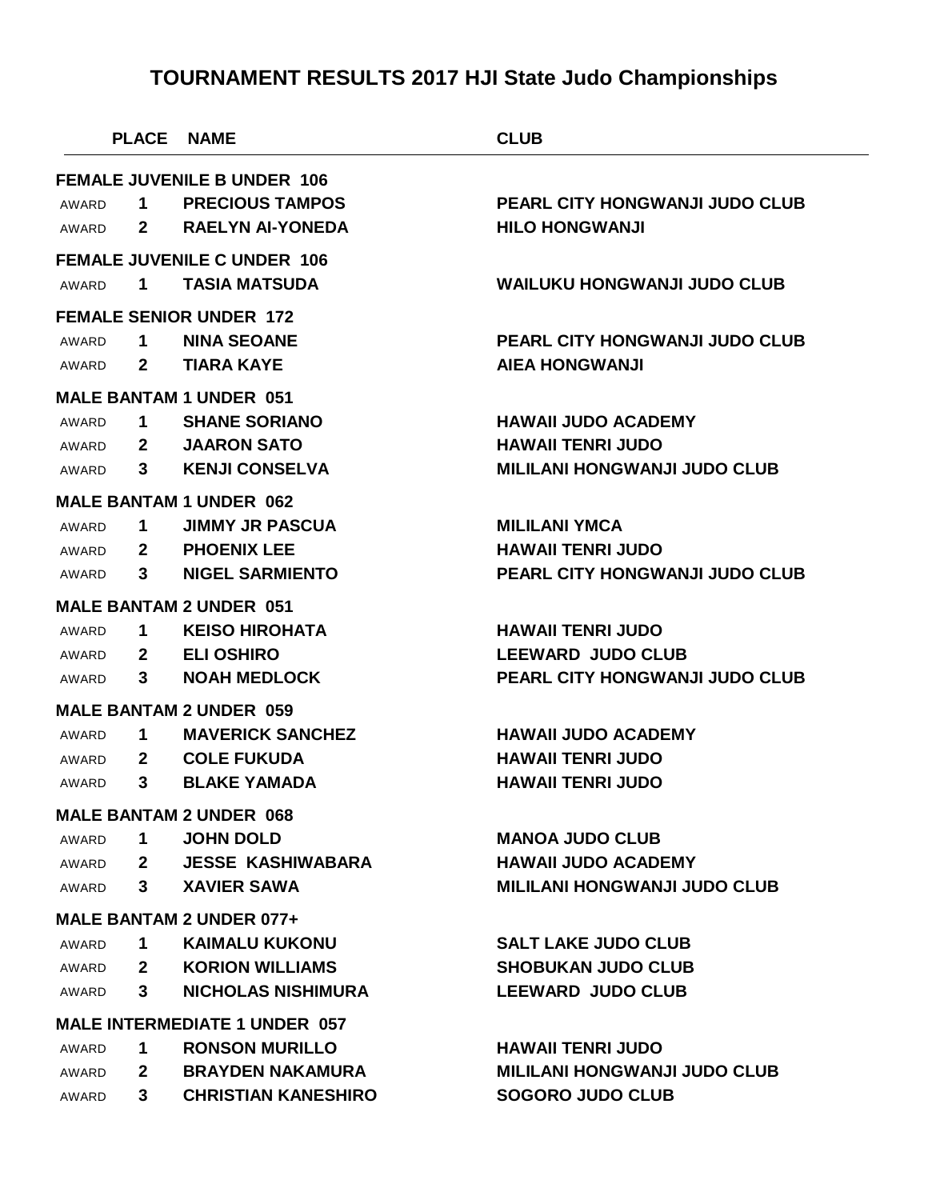# TOURNAMENT RESULTS 2017 HJI State Judo Championships

| | PLACE | NAME | CLUB |
|---|---|---|---|
| **FEMALE JUVENILE B UNDER 106** | | | |
| AWARD | 1 | PRECIOUS TAMPOS | PEARL CITY HONGWANJI JUDO CLUB |
| AWARD | 2 | RAELYN AI-YONEDA | HILO HONGWANJI |
| **FEMALE JUVENILE C UNDER 106** | | | |
| AWARD | 1 | TASIA MATSUDA | WAILUKU HONGWANJI JUDO CLUB |
| **FEMALE SENIOR UNDER 172** | | | |
| AWARD | 1 | NINA SEOANE | PEARL CITY HONGWANJI JUDO CLUB |
| AWARD | 2 | TIARA KAYE | AIEA HONGWANJI |
| **MALE BANTAM 1 UNDER 051** | | | |
| AWARD | 1 | SHANE SORIANO | HAWAII JUDO ACADEMY |
| AWARD | 2 | JAARON SATO | HAWAII TENRI JUDO |
| AWARD | 3 | KENJI CONSELVA | MILILANI HONGWANJI JUDO CLUB |
| **MALE BANTAM 1 UNDER 062** | | | |
| AWARD | 1 | JIMMY JR PASCUA | MILILANI YMCA |
| AWARD | 2 | PHOENIX LEE | HAWAII TENRI JUDO |
| AWARD | 3 | NIGEL SARMIENTO | PEARL CITY HONGWANJI JUDO CLUB |
| **MALE BANTAM 2 UNDER 051** | | | |
| AWARD | 1 | KEISO HIROHATA | HAWAII TENRI JUDO |
| AWARD | 2 | ELI OSHIRO | LEEWARD JUDO CLUB |
| AWARD | 3 | NOAH MEDLOCK | PEARL CITY HONGWANJI JUDO CLUB |
| **MALE BANTAM 2 UNDER 059** | | | |
| AWARD | 1 | MAVERICK SANCHEZ | HAWAII JUDO ACADEMY |
| AWARD | 2 | COLE FUKUDA | HAWAII TENRI JUDO |
| AWARD | 3 | BLAKE YAMADA | HAWAII TENRI JUDO |
| **MALE BANTAM 2 UNDER 068** | | | |
| AWARD | 1 | JOHN DOLD | MANOA JUDO CLUB |
| AWARD | 2 | JESSE KASHIWABARA | HAWAII JUDO ACADEMY |
| AWARD | 3 | XAVIER SAWA | MILILANI HONGWANJI JUDO CLUB |
| **MALE BANTAM 2 UNDER 077+** | | | |
| AWARD | 1 | KAIMALU KUKONU | SALT LAKE JUDO CLUB |
| AWARD | 2 | KORION WILLIAMS | SHOBUKAN JUDO CLUB |
| AWARD | 3 | NICHOLAS NISHIMURA | LEEWARD JUDO CLUB |
| **MALE INTERMEDIATE 1 UNDER 057** | | | |
| AWARD | 1 | RONSON MURILLO | HAWAII TENRI JUDO |
| AWARD | 2 | BRAYDEN NAKAMURA | MILILANI HONGWANJI JUDO CLUB |
| AWARD | 3 | CHRISTIAN KANESHIRO | SOGORO JUDO CLUB |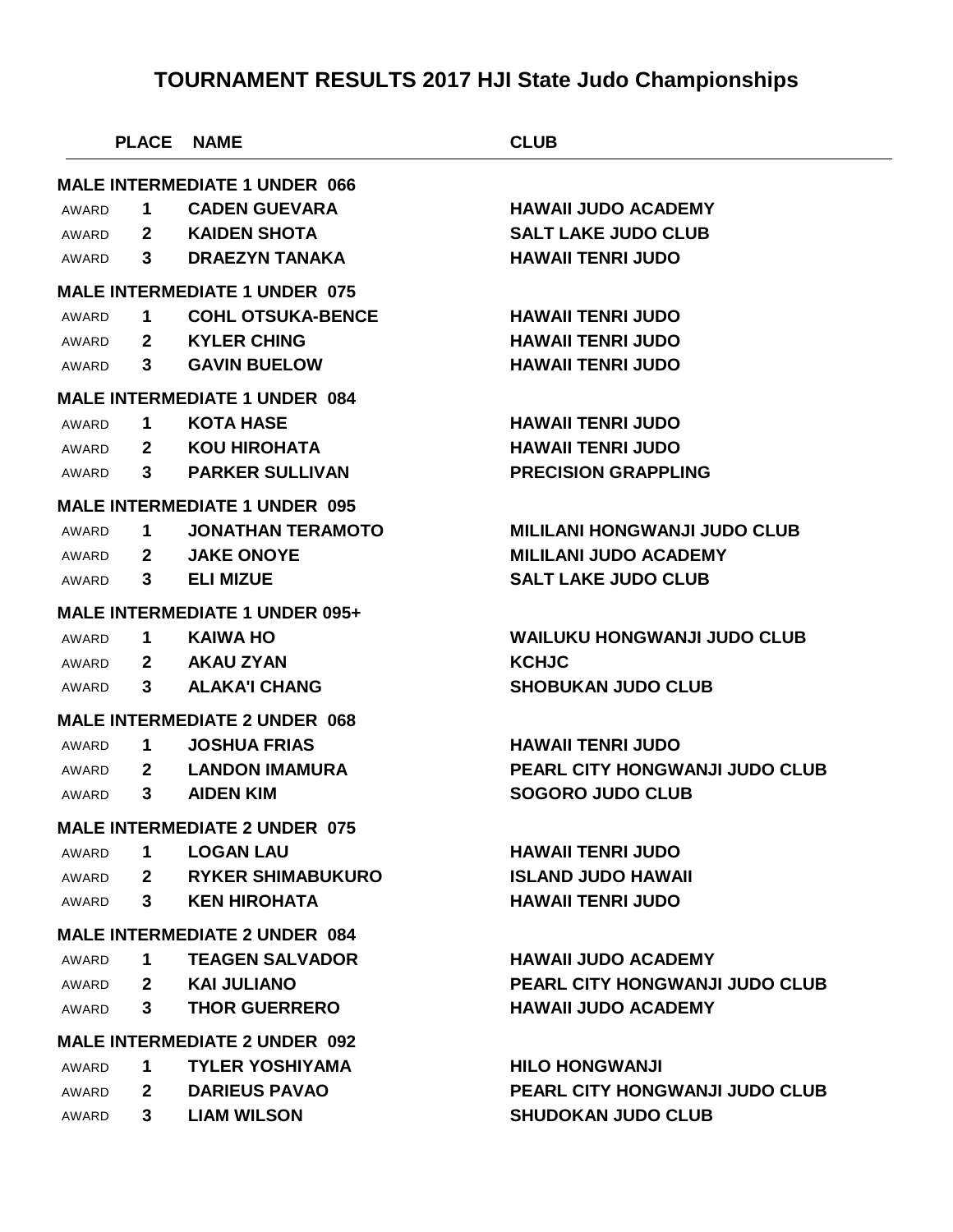# TOURNAMENT RESULTS 2017 HJI State Judo Championships

| | PLACE | NAME | CLUB |
|---|---|---|---|
| **MALE INTERMEDIATE 1 UNDER 066** | | | |
| AWARD | 1 | CADEN GUEVARA | HAWAII JUDO ACADEMY |
| AWARD | 2 | KAIDEN SHOTA | SALT LAKE JUDO CLUB |
| AWARD | 3 | DRAEZYN TANAKA | HAWAII TENRI JUDO |
| **MALE INTERMEDIATE 1 UNDER 075** | | | |
| AWARD | 1 | COHL OTSUKA-BENCE | HAWAII TENRI JUDO |
| AWARD | 2 | KYLER CHING | HAWAII TENRI JUDO |
| AWARD | 3 | GAVIN BUELOW | HAWAII TENRI JUDO |
| **MALE INTERMEDIATE 1 UNDER 084** | | | |
| AWARD | 1 | KOTA HASE | HAWAII TENRI JUDO |
| AWARD | 2 | KOU HIROHATA | HAWAII TENRI JUDO |
| AWARD | 3 | PARKER SULLIVAN | PRECISION GRAPPLING |
| **MALE INTERMEDIATE 1 UNDER 095** | | | |
| AWARD | 1 | JONATHAN TERAMOTO | MILILANI HONGWANJI JUDO CLUB |
| AWARD | 2 | JAKE ONOYE | MILILANI JUDO ACADEMY |
| AWARD | 3 | ELI MIZUE | SALT LAKE JUDO CLUB |
| **MALE INTERMEDIATE 1 UNDER 095+** | | | |
| AWARD | 1 | KAIWA HO | WAILUKU HONGWANJI JUDO CLUB |
| AWARD | 2 | AKAU ZYAN | KCHJC |
| AWARD | 3 | ALAKA'I CHANG | SHOBUKAN JUDO CLUB |
| **MALE INTERMEDIATE 2 UNDER 068** | | | |
| AWARD | 1 | JOSHUA FRIAS | HAWAII TENRI JUDO |
| AWARD | 2 | LANDON IMAMURA | PEARL CITY HONGWANJI JUDO CLUB |
| AWARD | 3 | AIDEN KIM | SOGORO JUDO CLUB |
| **MALE INTERMEDIATE 2 UNDER 075** | | | |
| AWARD | 1 | LOGAN LAU | HAWAII TENRI JUDO |
| AWARD | 2 | RYKER SHIMABUKURO | ISLAND JUDO HAWAII |
| AWARD | 3 | KEN HIROHATA | HAWAII TENRI JUDO |
| **MALE INTERMEDIATE 2 UNDER 084** | | | |
| AWARD | 1 | TEAGEN SALVADOR | HAWAII JUDO ACADEMY |
| AWARD | 2 | KAI JULIANO | PEARL CITY HONGWANJI JUDO CLUB |
| AWARD | 3 | THOR GUERRERO | HAWAII JUDO ACADEMY |
| **MALE INTERMEDIATE 2 UNDER 092** | | | |
| AWARD | 1 | TYLER YOSHIYAMA | HILO HONGWANJI |
| AWARD | 2 | DARIEUS PAVAO | PEARL CITY HONGWANJI JUDO CLUB |
| AWARD | 3 | LIAM WILSON | SHUDOKAN JUDO CLUB |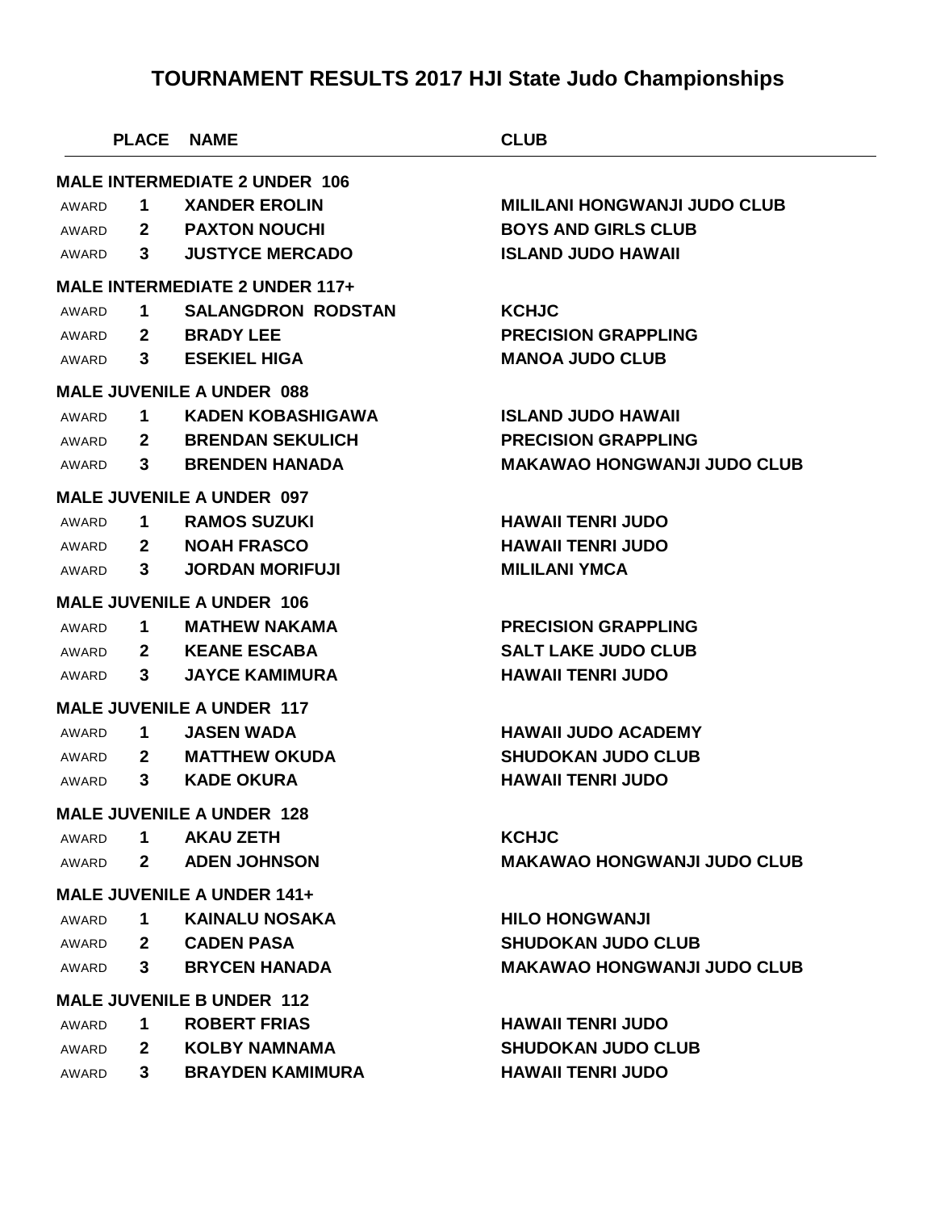# TOURNAMENT RESULTS 2017 HJI State Judo Championships

| | PLACE | NAME | CLUB |
|---|---|---|---|
| **MALE INTERMEDIATE 2 UNDER 106** | | | |
| AWARD | **1** | **XANDER EROLIN** | **MILILANI HONGWANJI JUDO CLUB** |
| AWARD | **2** | **PAXTON NOUCHI** | **BOYS AND GIRLS CLUB** |
| AWARD | **3** | **JUSTYCE MERCADO** | **ISLAND JUDO HAWAII** |
| **MALE INTERMEDIATE 2 UNDER 117+** | | | |
| AWARD | **1** | **SALANGDRON RODSTAN** | **KCHJC** |
| AWARD | **2** | **BRADY LEE** | **PRECISION GRAPPLING** |
| AWARD | **3** | **ESEKIEL HIGA** | **MANOA JUDO CLUB** |
| **MALE JUVENILE A UNDER 088** | | | |
| AWARD | **1** | **KADEN KOBASHIGAWA** | **ISLAND JUDO HAWAII** |
| AWARD | **2** | **BRENDAN SEKULICH** | **PRECISION GRAPPLING** |
| AWARD | **3** | **BRENDEN HANADA** | **MAKAWAO HONGWANJI JUDO CLUB** |
| **MALE JUVENILE A UNDER 097** | | | |
| AWARD | **1** | **RAMOS SUZUKI** | **HAWAII TENRI JUDO** |
| AWARD | **2** | **NOAH FRASCO** | **HAWAII TENRI JUDO** |
| AWARD | **3** | **JORDAN MORIFUJI** | **MILILANI YMCA** |
| **MALE JUVENILE A UNDER 106** | | | |
| AWARD | **1** | **MATHEW NAKAMA** | **PRECISION GRAPPLING** |
| AWARD | **2** | **KEANE ESCABA** | **SALT LAKE JUDO CLUB** |
| AWARD | **3** | **JAYCE KAMIMURA** | **HAWAII TENRI JUDO** |
| **MALE JUVENILE A UNDER 117** | | | |
| AWARD | **1** | **JASEN WADA** | **HAWAII JUDO ACADEMY** |
| AWARD | **2** | **MATTHEW OKUDA** | **SHUDOKAN JUDO CLUB** |
| AWARD | **3** | **KADE OKURA** | **HAWAII TENRI JUDO** |
| **MALE JUVENILE A UNDER 128** | | | |
| AWARD | **1** | **AKAU ZETH** | **KCHJC** |
| AWARD | **2** | **ADEN JOHNSON** | **MAKAWAO HONGWANJI JUDO CLUB** |
| **MALE JUVENILE A UNDER 141+** | | | |
| AWARD | **1** | **KAINALU NOSAKA** | **HILO HONGWANJI** |
| AWARD | **2** | **CADEN PASA** | **SHUDOKAN JUDO CLUB** |
| AWARD | **3** | **BRYCEN HANADA** | **MAKAWAO HONGWANJI JUDO CLUB** |
| **MALE JUVENILE B UNDER 112** | | | |
| AWARD | **1** | **ROBERT FRIAS** | **HAWAII TENRI JUDO** |
| AWARD | **2** | **KOLBY NAMNAMA** | **SHUDOKAN JUDO CLUB** |
| AWARD | **3** | **BRAYDEN KAMIMURA** | **HAWAII TENRI JUDO** |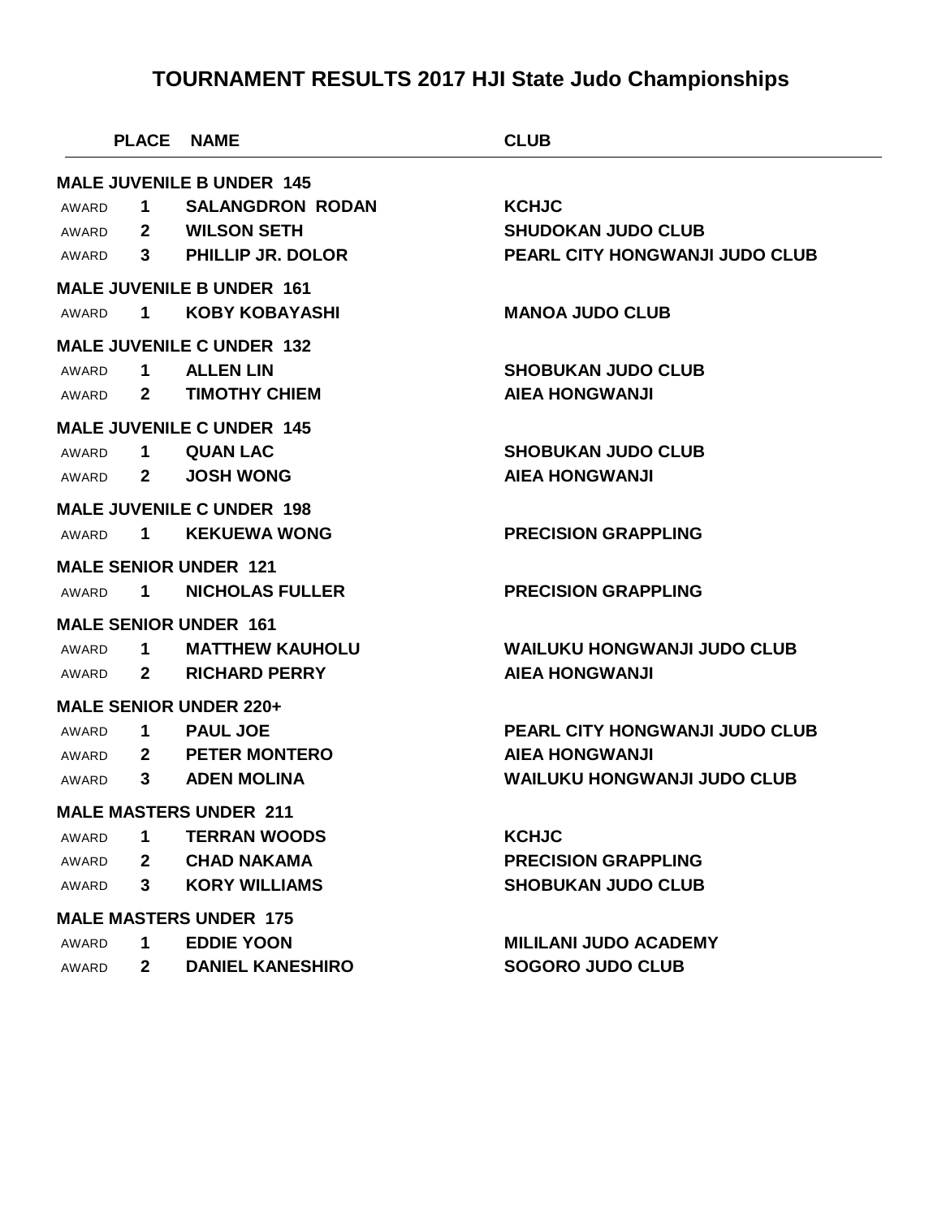# TOURNAMENT RESULTS 2017 HJI State Judo Championships

| | PLACE | NAME | CLUB |
|---|---|---|---|
| **MALE JUVENILE B UNDER 145** | | | |
| AWARD | 1 | SALANGDRON RODAN | KCHJC |
| AWARD | 2 | WILSON SETH | SHUDOKAN JUDO CLUB |
| AWARD | 3 | PHILLIP JR. DOLOR | PEARL CITY HONGWANJI JUDO CLUB |
| **MALE JUVENILE B UNDER 161** | | | |
| AWARD | 1 | KOBY KOBAYASHI | MANOA JUDO CLUB |
| **MALE JUVENILE C UNDER 132** | | | |
| AWARD | 1 | ALLEN LIN | SHOBUKAN JUDO CLUB |
| AWARD | 2 | TIMOTHY CHIEM | AIEA HONGWANJI |
| **MALE JUVENILE C UNDER 145** | | | |
| AWARD | 1 | QUAN LAC | SHOBUKAN JUDO CLUB |
| AWARD | 2 | JOSH WONG | AIEA HONGWANJI |
| **MALE JUVENILE C UNDER 198** | | | |
| AWARD | 1 | KEKUEWA WONG | PRECISION GRAPPLING |
| **MALE SENIOR UNDER 121** | | | |
| AWARD | 1 | NICHOLAS FULLER | PRECISION GRAPPLING |
| **MALE SENIOR UNDER 161** | | | |
| AWARD | 1 | MATTHEW KAUHOLU | WAILUKU HONGWANJI JUDO CLUB |
| AWARD | 2 | RICHARD PERRY | AIEA HONGWANJI |
| **MALE SENIOR UNDER 220+** | | | |
| AWARD | 1 | PAUL JOE | PEARL CITY HONGWANJI JUDO CLUB |
| AWARD | 2 | PETER MONTERO | AIEA HONGWANJI |
| AWARD | 3 | ADEN MOLINA | WAILUKU HONGWANJI JUDO CLUB |
| **MALE MASTERS UNDER 211** | | | |
| AWARD | 1 | TERRAN WOODS | KCHJC |
| AWARD | 2 | CHAD NAKAMA | PRECISION GRAPPLING |
| AWARD | 3 | KORY WILLIAMS | SHOBUKAN JUDO CLUB |
| **MALE MASTERS UNDER 175** | | | |
| AWARD | 1 | EDDIE YOON | MILILANI JUDO ACADEMY |
| AWARD | 2 | DANIEL KANESHIRO | SOGORO JUDO CLUB |